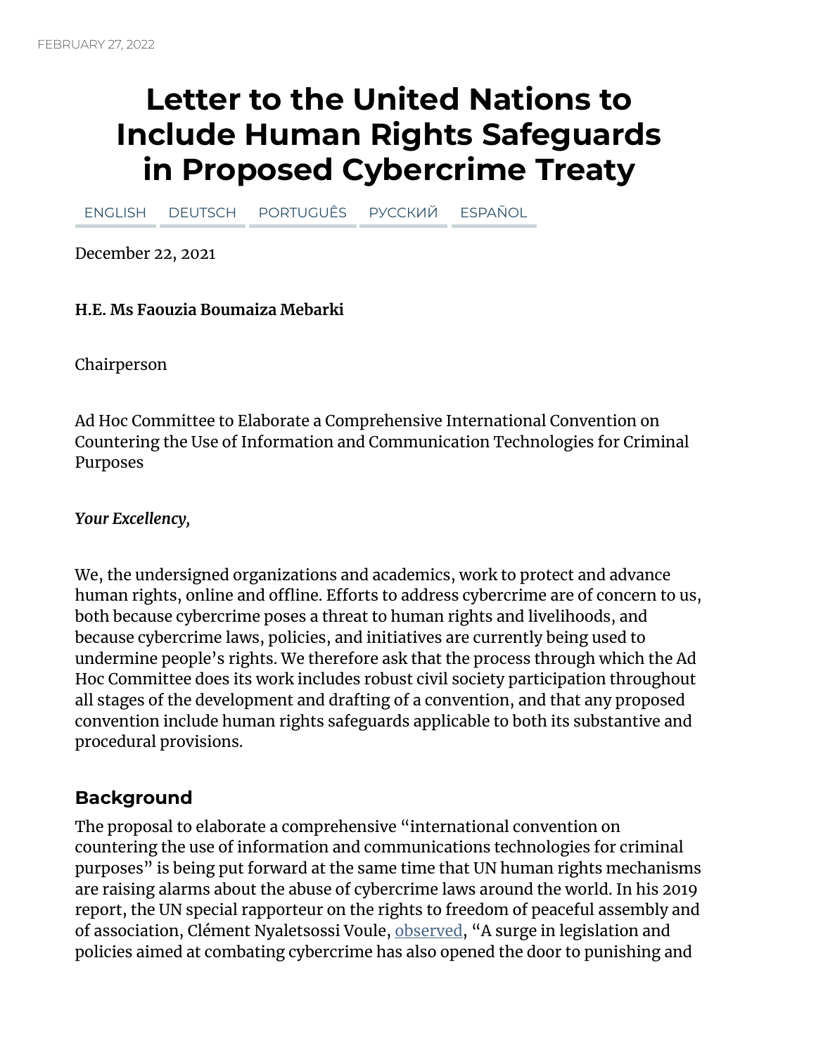FEBRUARY 27, 2022

# Letter to the United Nations to Include Human Rights Safeguards in Proposed Cybercrime Treaty

ENGLISH DEUTSCH PORTUGUÊS РУССКИЙ ESPAÑOL

December 22, 2021

**H.E. Ms Faouzia Boumaiza Mebarki**

Chairperson

Ad Hoc Committee to Elaborate a Comprehensive International Convention on Countering the Use of Information and Communication Technologies for Criminal Purposes

***Your Excellency,***

We, the undersigned organizations and academics, work to protect and advance human rights, online and offline. Efforts to address cybercrime are of concern to us, both because cybercrime poses a threat to human rights and livelihoods, and because cybercrime laws, policies, and initiatives are currently being used to undermine people's rights. We therefore ask that the process through which the Ad Hoc Committee does its work includes robust civil society participation throughout all stages of the development and drafting of a convention, and that any proposed convention include human rights safeguards applicable to both its substantive and procedural provisions.

## Background

The proposal to elaborate a comprehensive "international convention on countering the use of information and communications technologies for criminal purposes" is being put forward at the same time that UN human rights mechanisms are raising alarms about the abuse of cybercrime laws around the world. In his 2019 report, the UN special rapporteur on the rights to freedom of peaceful assembly and of association, Clément Nyaletsossi Voule, observed, "A surge in legislation and policies aimed at combating cybercrime has also opened the door to punishing and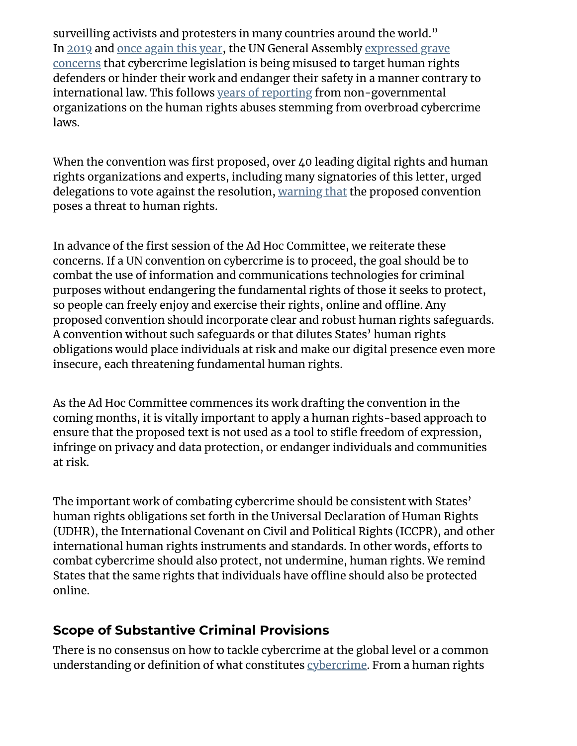surveilling activists and protesters in many countries around the world."
In 2019 and once again this year, the UN General Assembly expressed grave concerns that cybercrime legislation is being misused to target human rights defenders or hinder their work and endanger their safety in a manner contrary to international law. This follows years of reporting from non-governmental organizations on the human rights abuses stemming from overbroad cybercrime laws.

When the convention was first proposed, over 40 leading digital rights and human rights organizations and experts, including many signatories of this letter, urged delegations to vote against the resolution, warning that the proposed convention poses a threat to human rights.

In advance of the first session of the Ad Hoc Committee, we reiterate these concerns. If a UN convention on cybercrime is to proceed, the goal should be to combat the use of information and communications technologies for criminal purposes without endangering the fundamental rights of those it seeks to protect, so people can freely enjoy and exercise their rights, online and offline. Any proposed convention should incorporate clear and robust human rights safeguards. A convention without such safeguards or that dilutes States' human rights obligations would place individuals at risk and make our digital presence even more insecure, each threatening fundamental human rights.

As the Ad Hoc Committee commences its work drafting the convention in the coming months, it is vitally important to apply a human rights-based approach to ensure that the proposed text is not used as a tool to stifle freedom of expression, infringe on privacy and data protection, or endanger individuals and communities at risk.

The important work of combating cybercrime should be consistent with States' human rights obligations set forth in the Universal Declaration of Human Rights (UDHR), the International Covenant on Civil and Political Rights (ICCPR), and other international human rights instruments and standards. In other words, efforts to combat cybercrime should also protect, not undermine, human rights. We remind States that the same rights that individuals have offline should also be protected online.

## Scope of Substantive Criminal Provisions

There is no consensus on how to tackle cybercrime at the global level or a common understanding or definition of what constitutes cybercrime. From a human rights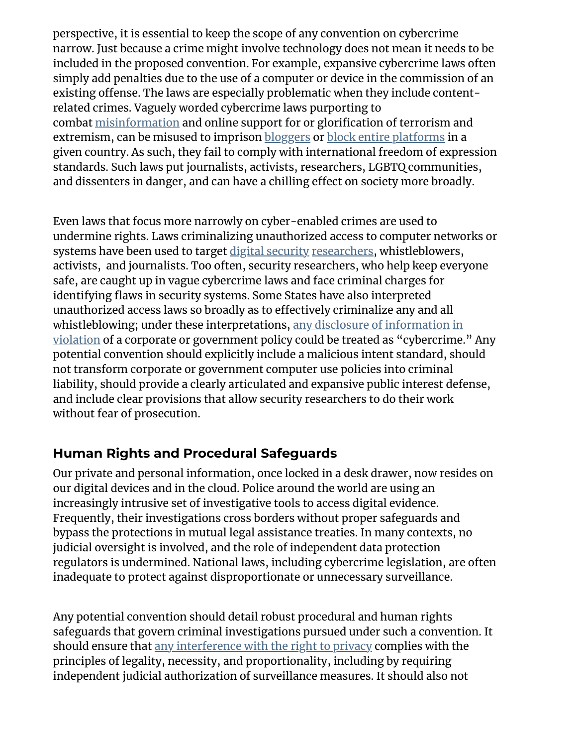perspective, it is essential to keep the scope of any convention on cybercrime narrow. Just because a crime might involve technology does not mean it needs to be included in the proposed convention. For example, expansive cybercrime laws often simply add penalties due to the use of a computer or device in the commission of an existing offense. The laws are especially problematic when they include content-related crimes. Vaguely worded cybercrime laws purporting to combat misinformation and online support for or glorification of terrorism and extremism, can be misused to imprison bloggers or block entire platforms in a given country. As such, they fail to comply with international freedom of expression standards. Such laws put journalists, activists, researchers, LGBTQ communities, and dissenters in danger, and can have a chilling effect on society more broadly.

Even laws that focus more narrowly on cyber-enabled crimes are used to undermine rights. Laws criminalizing unauthorized access to computer networks or systems have been used to target digital security researchers, whistleblowers, activists, and journalists. Too often, security researchers, who help keep everyone safe, are caught up in vague cybercrime laws and face criminal charges for identifying flaws in security systems. Some States have also interpreted unauthorized access laws so broadly as to effectively criminalize any and all whistleblowing; under these interpretations, any disclosure of information in violation of a corporate or government policy could be treated as "cybercrime." Any potential convention should explicitly include a malicious intent standard, should not transform corporate or government computer use policies into criminal liability, should provide a clearly articulated and expansive public interest defense, and include clear provisions that allow security researchers to do their work without fear of prosecution.

## Human Rights and Procedural Safeguards

Our private and personal information, once locked in a desk drawer, now resides on our digital devices and in the cloud. Police around the world are using an increasingly intrusive set of investigative tools to access digital evidence. Frequently, their investigations cross borders without proper safeguards and bypass the protections in mutual legal assistance treaties. In many contexts, no judicial oversight is involved, and the role of independent data protection regulators is undermined. National laws, including cybercrime legislation, are often inadequate to protect against disproportionate or unnecessary surveillance.

Any potential convention should detail robust procedural and human rights safeguards that govern criminal investigations pursued under such a convention. It should ensure that any interference with the right to privacy complies with the principles of legality, necessity, and proportionality, including by requiring independent judicial authorization of surveillance measures. It should also not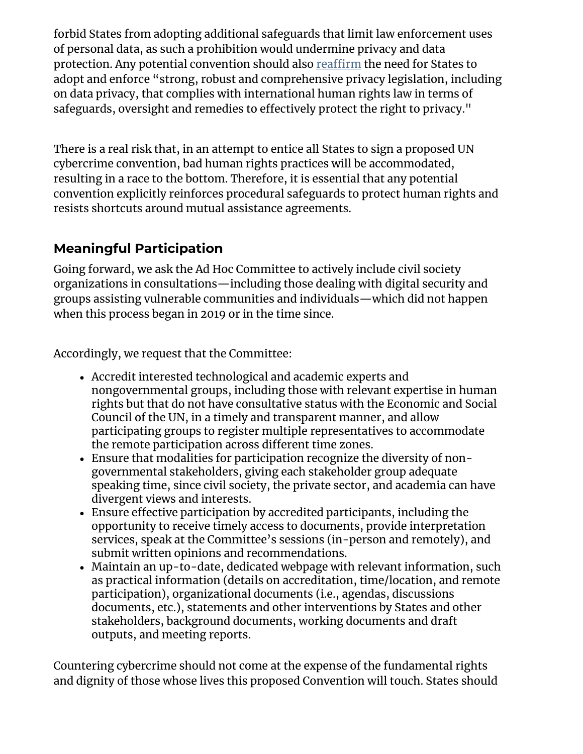forbid States from adopting additional safeguards that limit law enforcement uses of personal data, as such a prohibition would undermine privacy and data protection. Any potential convention should also reaffirm the need for States to adopt and enforce "strong, robust and comprehensive privacy legislation, including on data privacy, that complies with international human rights law in terms of safeguards, oversight and remedies to effectively protect the right to privacy."

There is a real risk that, in an attempt to entice all States to sign a proposed UN cybercrime convention, bad human rights practices will be accommodated, resulting in a race to the bottom. Therefore, it is essential that any potential convention explicitly reinforces procedural safeguards to protect human rights and resists shortcuts around mutual assistance agreements.

## Meaningful Participation

Going forward, we ask the Ad Hoc Committee to actively include civil society organizations in consultations—including those dealing with digital security and groups assisting vulnerable communities and individuals—which did not happen when this process began in 2019 or in the time since.

Accordingly, we request that the Committee:

- Accredit interested technological and academic experts and nongovernmental groups, including those with relevant expertise in human rights but that do not have consultative status with the Economic and Social Council of the UN, in a timely and transparent manner, and allow participating groups to register multiple representatives to accommodate the remote participation across different time zones.
- Ensure that modalities for participation recognize the diversity of non-governmental stakeholders, giving each stakeholder group adequate speaking time, since civil society, the private sector, and academia can have divergent views and interests.
- Ensure effective participation by accredited participants, including the opportunity to receive timely access to documents, provide interpretation services, speak at the Committee's sessions (in-person and remotely), and submit written opinions and recommendations.
- Maintain an up-to-date, dedicated webpage with relevant information, such as practical information (details on accreditation, time/location, and remote participation), organizational documents (i.e., agendas, discussions documents, etc.), statements and other interventions by States and other stakeholders, background documents, working documents and draft outputs, and meeting reports.

Countering cybercrime should not come at the expense of the fundamental rights and dignity of those whose lives this proposed Convention will touch. States should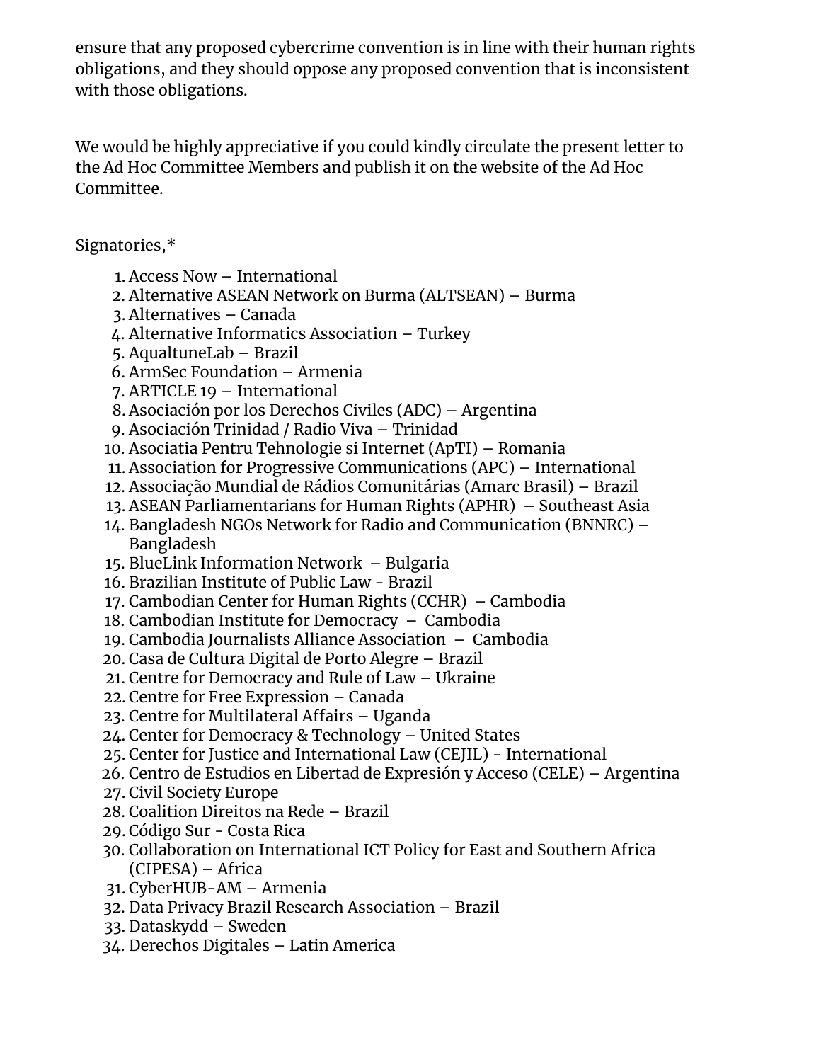ensure that any proposed cybercrime convention is in line with their human rights obligations, and they should oppose any proposed convention that is inconsistent with those obligations.

We would be highly appreciative if you could kindly circulate the present letter to the Ad Hoc Committee Members and publish it on the website of the Ad Hoc Committee.

Signatories,*

1. Access Now – International
2. Alternative ASEAN Network on Burma (ALTSEAN) – Burma
3. Alternatives – Canada
4. Alternative Informatics Association – Turkey
5. AqualtuneLab – Brazil
6. ArmSec Foundation – Armenia
7. ARTICLE 19 – International
8. Asociación por los Derechos Civiles (ADC) – Argentina
9. Asociación Trinidad / Radio Viva – Trinidad
10. Asociatia Pentru Tehnologie si Internet (ApTI) – Romania
11. Association for Progressive Communications (APC) – International
12. Associação Mundial de Rádios Comunitárias (Amarc Brasil) – Brazil
13. ASEAN Parliamentarians for Human Rights (APHR) – Southeast Asia
14. Bangladesh NGOs Network for Radio and Communication (BNNRC) – Bangladesh
15. BlueLink Information Network – Bulgaria
16. Brazilian Institute of Public Law - Brazil
17. Cambodian Center for Human Rights (CCHR) – Cambodia
18. Cambodian Institute for Democracy – Cambodia
19. Cambodia Journalists Alliance Association – Cambodia
20. Casa de Cultura Digital de Porto Alegre – Brazil
21. Centre for Democracy and Rule of Law – Ukraine
22. Centre for Free Expression – Canada
23. Centre for Multilateral Affairs – Uganda
24. Center for Democracy & Technology – United States
25. Center for Justice and International Law (CEJIL) - International
26. Centro de Estudios en Libertad de Expresión y Acceso (CELE) – Argentina
27. Civil Society Europe
28. Coalition Direitos na Rede – Brazil
29. Código Sur - Costa Rica
30. Collaboration on International ICT Policy for East and Southern Africa (CIPESA) – Africa
31. CyberHUB-AM – Armenia
32. Data Privacy Brazil Research Association – Brazil
33. Dataskydd – Sweden
34. Derechos Digitales – Latin America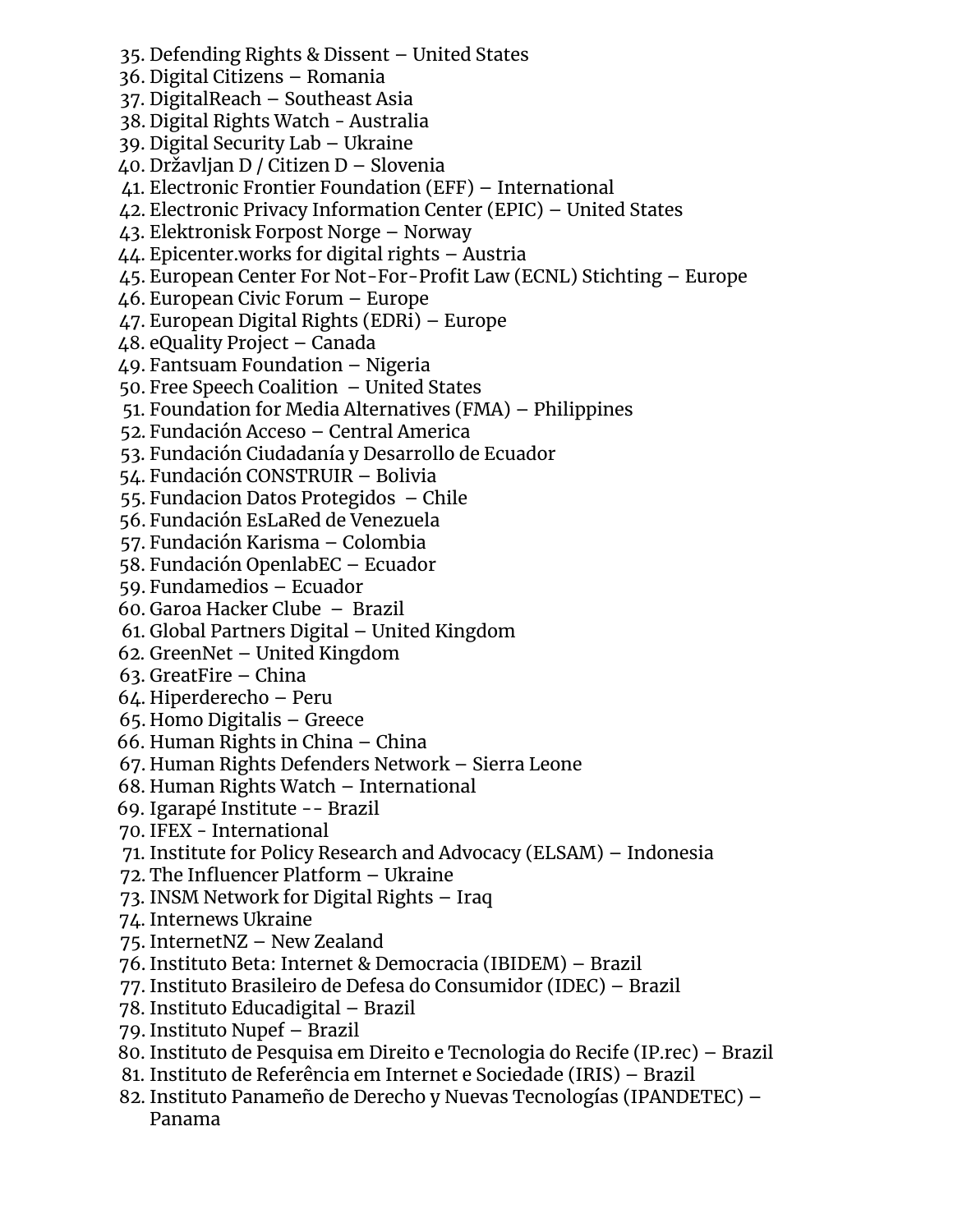35. Defending Rights & Dissent – United States
36. Digital Citizens – Romania
37. DigitalReach – Southeast Asia
38. Digital Rights Watch - Australia
39. Digital Security Lab – Ukraine
40. Državljan D / Citizen D – Slovenia
41. Electronic Frontier Foundation (EFF) – International
42. Electronic Privacy Information Center (EPIC) – United States
43. Elektronisk Forpost Norge – Norway
44. Epicenter.works for digital rights – Austria
45. European Center For Not-For-Profit Law (ECNL) Stichting – Europe
46. European Civic Forum – Europe
47. European Digital Rights (EDRi) – Europe
48. eQuality Project – Canada
49. Fantsuam Foundation – Nigeria
50. Free Speech Coalition  – United States
51. Foundation for Media Alternatives (FMA) – Philippines
52. Fundación Acceso – Central America
53. Fundación Ciudadanía y Desarrollo de Ecuador
54. Fundación CONSTRUIR – Bolivia
55. Fundacion Datos Protegidos  – Chile
56. Fundación EsLaRed de Venezuela
57. Fundación Karisma – Colombia
58. Fundación OpenlabEC – Ecuador
59. Fundamedios – Ecuador
60. Garoa Hacker Clube  –  Brazil
61. Global Partners Digital – United Kingdom
62. GreenNet – United Kingdom
63. GreatFire – China
64. Hiperderecho – Peru
65. Homo Digitalis – Greece
66. Human Rights in China – China
67. Human Rights Defenders Network – Sierra Leone
68. Human Rights Watch – International
69. Igarapé Institute -- Brazil
70. IFEX - International
71. Institute for Policy Research and Advocacy (ELSAM) – Indonesia
72. The Influencer Platform – Ukraine
73. INSM Network for Digital Rights – Iraq
74. Internews Ukraine
75. InternetNZ – New Zealand
76. Instituto Beta: Internet & Democracia (IBIDEM) – Brazil
77. Instituto Brasileiro de Defesa do Consumidor (IDEC) – Brazil
78. Instituto Educadigital – Brazil
79. Instituto Nupef – Brazil
80. Instituto de Pesquisa em Direito e Tecnologia do Recife (IP.rec) – Brazil
81. Instituto de Referência em Internet e Sociedade (IRIS) – Brazil
82. Instituto Panameño de Derecho y Nuevas Tecnologías (IPANDETEC) – Panama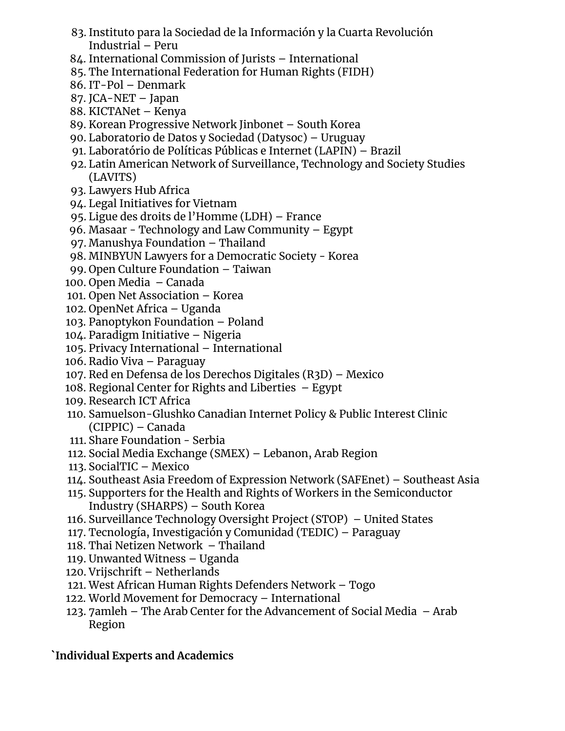83. Instituto para la Sociedad de la Información y la Cuarta Revolución Industrial – Peru
84. International Commission of Jurists – International
85. The International Federation for Human Rights (FIDH)
86. IT-Pol – Denmark
87. JCA-NET – Japan
88. KICTANet – Kenya
89. Korean Progressive Network Jinbonet – South Korea
90. Laboratorio de Datos y Sociedad (Datysoc) – Uruguay
91. Laboratório de Políticas Públicas e Internet (LAPIN) – Brazil
92. Latin American Network of Surveillance, Technology and Society Studies (LAVITS)
93. Lawyers Hub Africa
94. Legal Initiatives for Vietnam
95. Ligue des droits de l'Homme (LDH) – France
96. Masaar - Technology and Law Community – Egypt
97. Manushya Foundation – Thailand
98. MINBYUN Lawyers for a Democratic Society - Korea
99. Open Culture Foundation – Taiwan
100. Open Media – Canada
101. Open Net Association – Korea
102. OpenNet Africa – Uganda
103. Panoptykon Foundation – Poland
104. Paradigm Initiative – Nigeria
105. Privacy International – International
106. Radio Viva – Paraguay
107. Red en Defensa de los Derechos Digitales (R3D) – Mexico
108. Regional Center for Rights and Liberties – Egypt
109. Research ICT Africa
110. Samuelson-Glushko Canadian Internet Policy & Public Interest Clinic (CIPPIC) – Canada
111. Share Foundation - Serbia
112. Social Media Exchange (SMEX) – Lebanon, Arab Region
113. SocialTIC – Mexico
114. Southeast Asia Freedom of Expression Network (SAFEnet) – Southeast Asia
115. Supporters for the Health and Rights of Workers in the Semiconductor Industry (SHARPS) – South Korea
116. Surveillance Technology Oversight Project (STOP) – United States
117. Tecnología, Investigación y Comunidad (TEDIC) – Paraguay
118. Thai Netizen Network – Thailand
119. Unwanted Witness – Uganda
120. Vrijschrift – Netherlands
121. West African Human Rights Defenders Network – Togo
122. World Movement for Democracy – International
123. 7amleh – The Arab Center for the Advancement of Social Media – Arab Region

**`Individual Experts and Academics**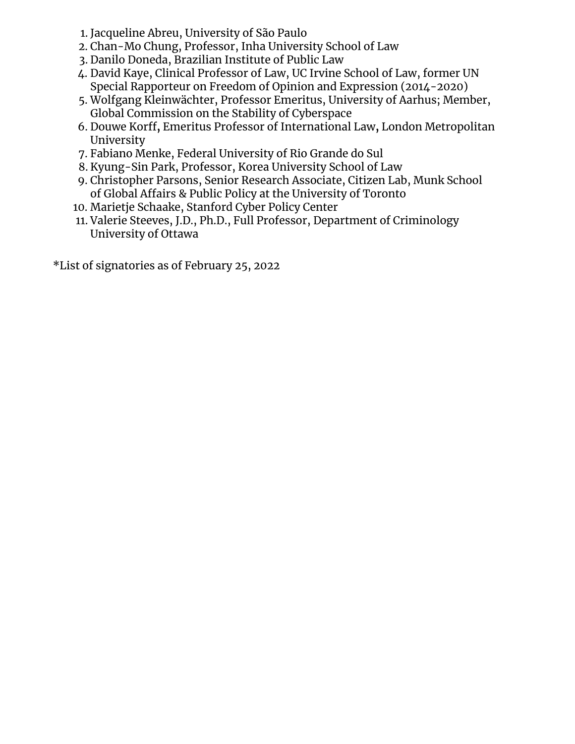1. Jacqueline Abreu, University of São Paulo
2. Chan-Mo Chung, Professor, Inha University School of Law
3. Danilo Doneda, Brazilian Institute of Public Law
4. David Kaye, Clinical Professor of Law, UC Irvine School of Law, former UN Special Rapporteur on Freedom of Opinion and Expression (2014-2020)
5. Wolfgang Kleinwächter, Professor Emeritus, University of Aarhus; Member, Global Commission on the Stability of Cyberspace
6. Douwe Korff, Emeritus Professor of International Law, London Metropolitan University
7. Fabiano Menke, Federal University of Rio Grande do Sul
8. Kyung-Sin Park, Professor, Korea University School of Law
9. Christopher Parsons, Senior Research Associate, Citizen Lab, Munk School of Global Affairs & Public Policy at the University of Toronto
10. Marietje Schaake, Stanford Cyber Policy Center
11. Valerie Steeves, J.D., Ph.D., Full Professor, Department of Criminology University of Ottawa

*List of signatories as of February 25, 2022